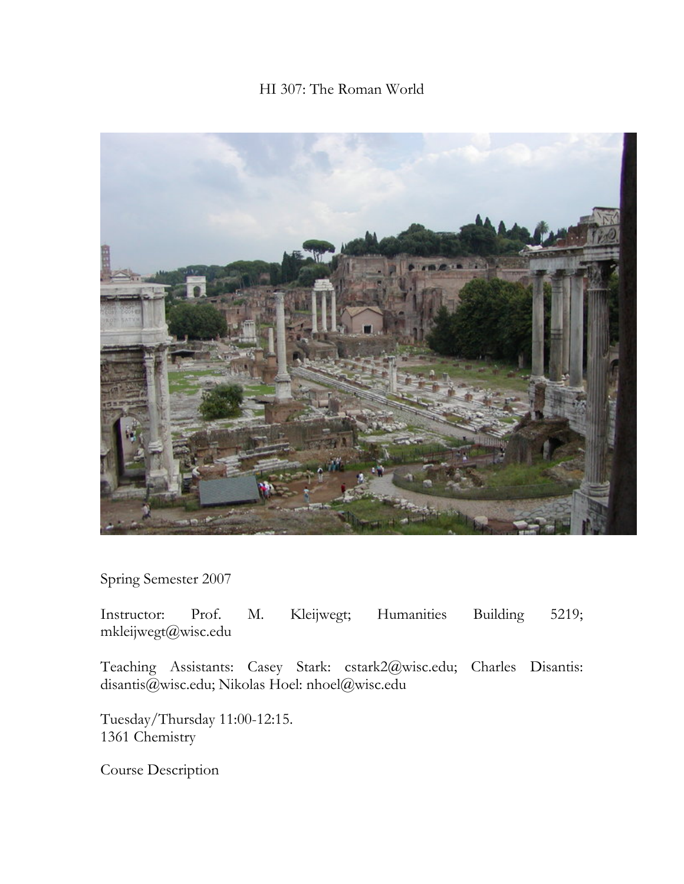# HI 307: The Roman World

Spring Semester 2007

Instructor: Prof. M. Kleijwegt; Humanities Building 5219; mkleijwegt@wisc.edu

Teaching Assistants: Casey Stark: cstark2@wisc.edu; Charles Disantis: disantis@wisc.edu; Nikolas Hoel: nhoel@wisc.edu

Tuesday/Thursday 11:00-12:15.
1361 Chemistry

## Course Description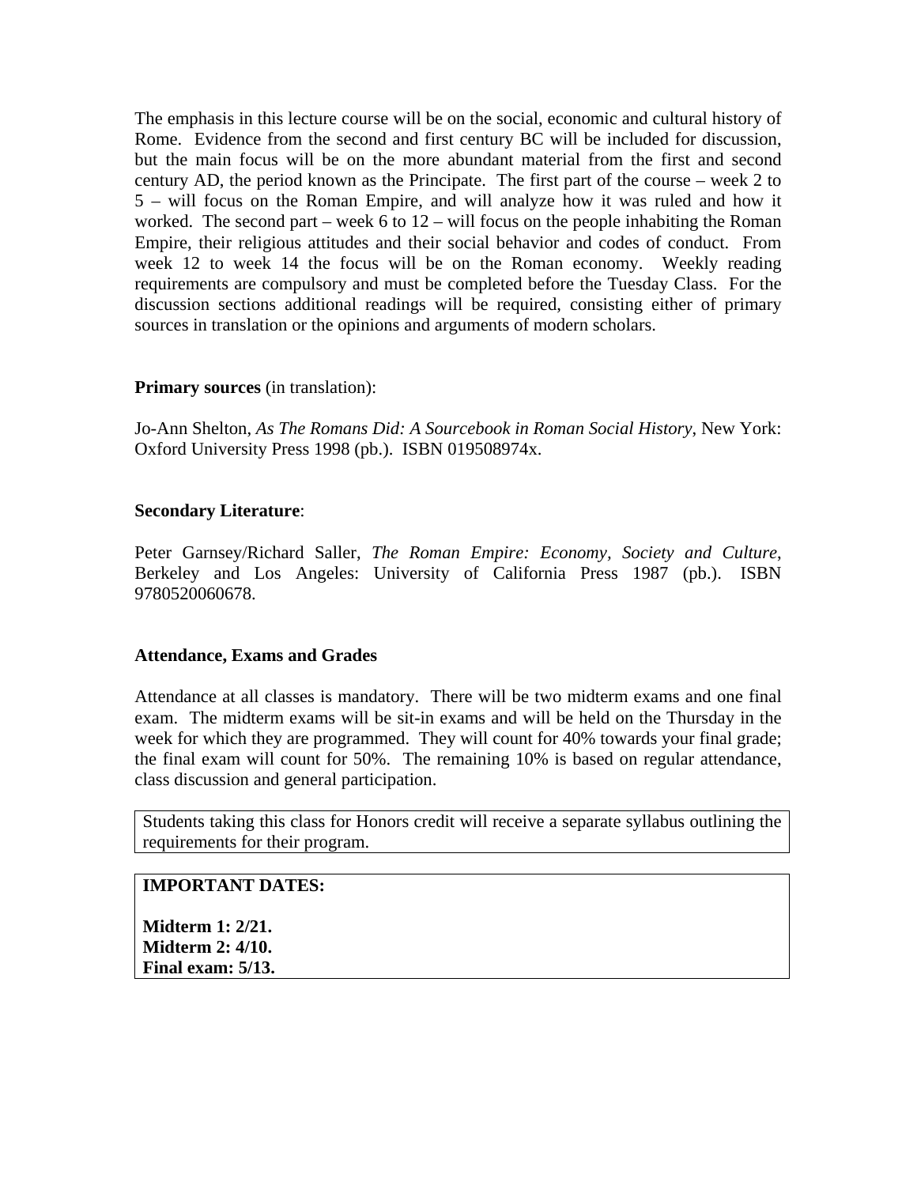The emphasis in this lecture course will be on the social, economic and cultural history of Rome. Evidence from the second and first century BC will be included for discussion, but the main focus will be on the more abundant material from the first and second century AD, the period known as the Principate. The first part of the course – week 2 to 5 – will focus on the Roman Empire, and will analyze how it was ruled and how it worked. The second part – week 6 to 12 – will focus on the people inhabiting the Roman Empire, their religious attitudes and their social behavior and codes of conduct. From week 12 to week 14 the focus will be on the Roman economy. Weekly reading requirements are compulsory and must be completed before the Tuesday Class. For the discussion sections additional readings will be required, consisting either of primary sources in translation or the opinions and arguments of modern scholars.

**Primary sources** (in translation):

Jo-Ann Shelton, *As The Romans Did: A Sourcebook in Roman Social History*, New York: Oxford University Press 1998 (pb.). ISBN 019508974x.

**Secondary Literature**:

Peter Garnsey/Richard Saller, *The Roman Empire: Economy, Society and Culture*, Berkeley and Los Angeles: University of California Press 1987 (pb.). ISBN 9780520060678.

**Attendance, Exams and Grades**

Attendance at all classes is mandatory. There will be two midterm exams and one final exam. The midterm exams will be sit-in exams and will be held on the Thursday in the week for which they are programmed. They will count for 40% towards your final grade; the final exam will count for 50%. The remaining 10% is based on regular attendance, class discussion and general participation.

Students taking this class for Honors credit will receive a separate syllabus outlining the requirements for their program.

**IMPORTANT DATES:**

**Midterm 1: 2/21.**
**Midterm 2: 4/10.**
**Final exam: 5/13.**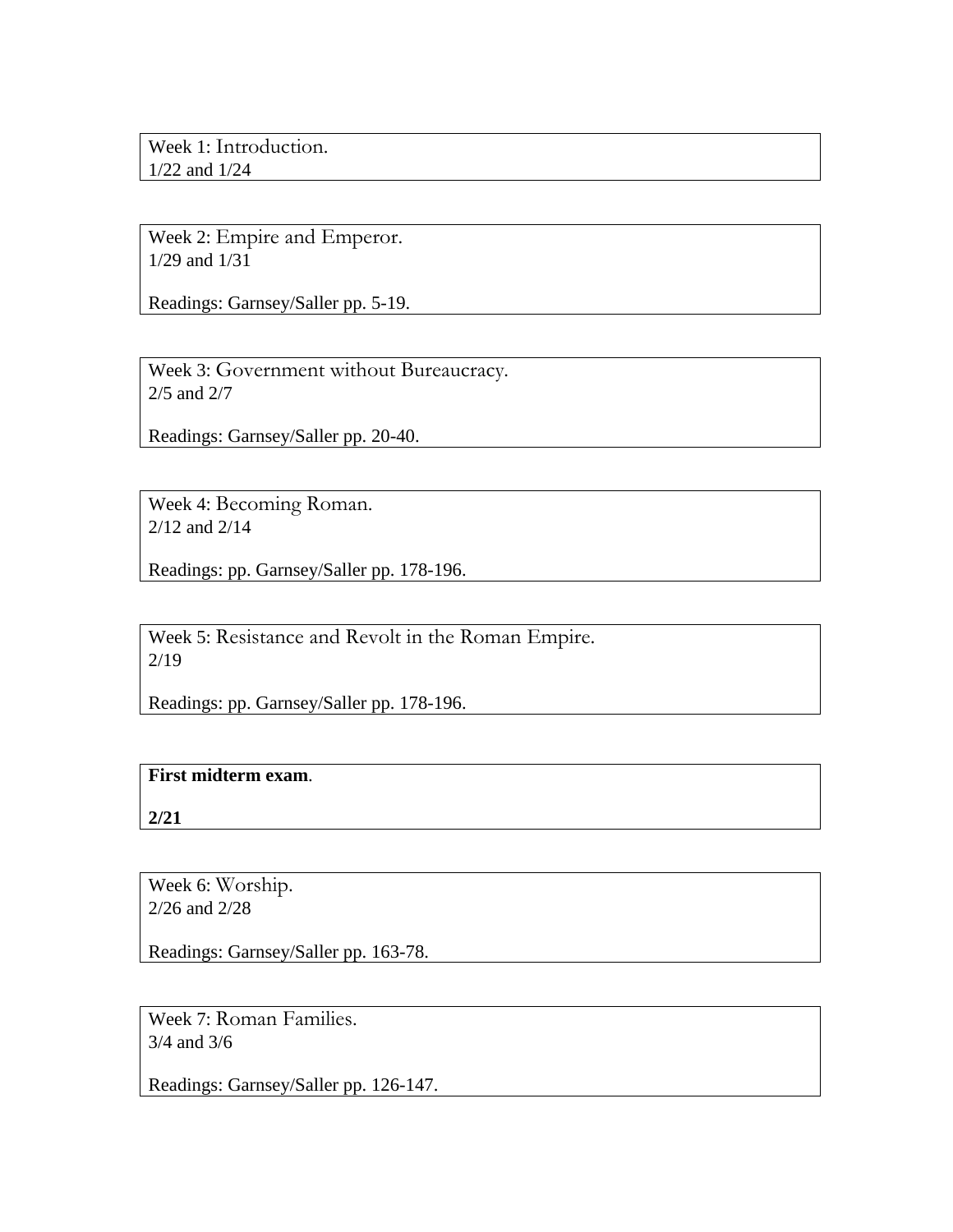Week 1: Introduction.
1/22 and 1/24

Week 2: Empire and Emperor.
1/29 and 1/31

Readings: Garnsey/Saller pp. 5-19.

Week 3: Government without Bureaucracy.
2/5 and 2/7

Readings: Garnsey/Saller pp. 20-40.

Week 4: Becoming Roman.
2/12 and 2/14

Readings: pp. Garnsey/Saller pp. 178-196.

Week 5: Resistance and Revolt in the Roman Empire.
2/19

Readings: pp. Garnsey/Saller pp. 178-196.

**First midterm exam**.

**2/21**

Week 6: Worship.
2/26 and 2/28

Readings: Garnsey/Saller pp. 163-78.

Week 7: Roman Families.
3/4 and 3/6

Readings: Garnsey/Saller pp. 126-147.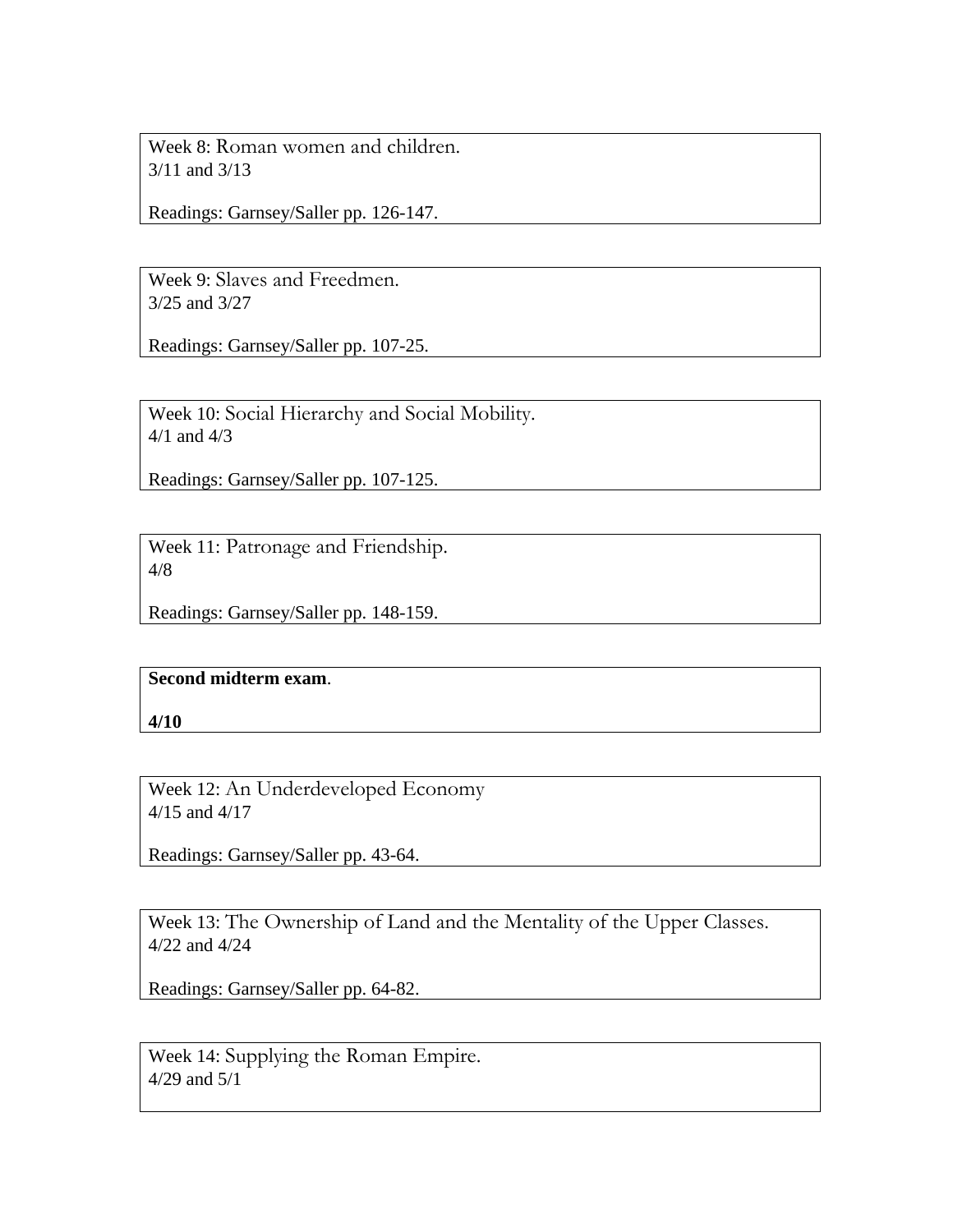Week 8: Roman women and children.
3/11 and 3/13

Readings: Garnsey/Saller pp. 126-147.

Week 9: Slaves and Freedmen.
3/25 and 3/27

Readings: Garnsey/Saller pp. 107-25.

Week 10: Social Hierarchy and Social Mobility.
4/1 and 4/3

Readings: Garnsey/Saller pp. 107-125.

Week 11: Patronage and Friendship.
4/8

Readings: Garnsey/Saller pp. 148-159.

**Second midterm exam**.

**4/10**

Week 12: An Underdeveloped Economy
4/15 and 4/17

Readings: Garnsey/Saller pp. 43-64.

Week 13: The Ownership of Land and the Mentality of the Upper Classes.
4/22 and 4/24

Readings: Garnsey/Saller pp. 64-82.

Week 14: Supplying the Roman Empire.
4/29 and 5/1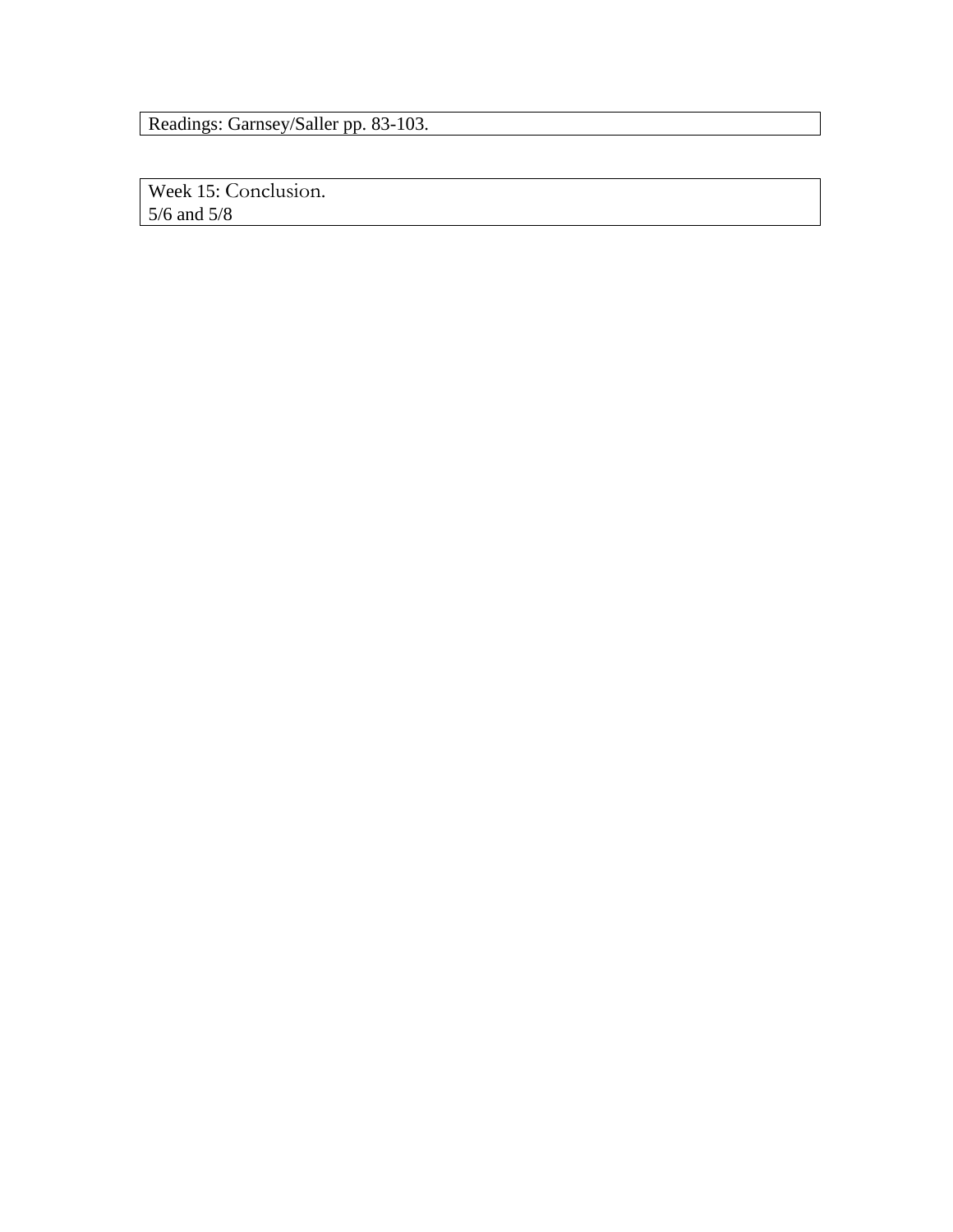Readings: Garnsey/Saller pp. 83-103.

Week 15: Conclusion.
5/6 and 5/8